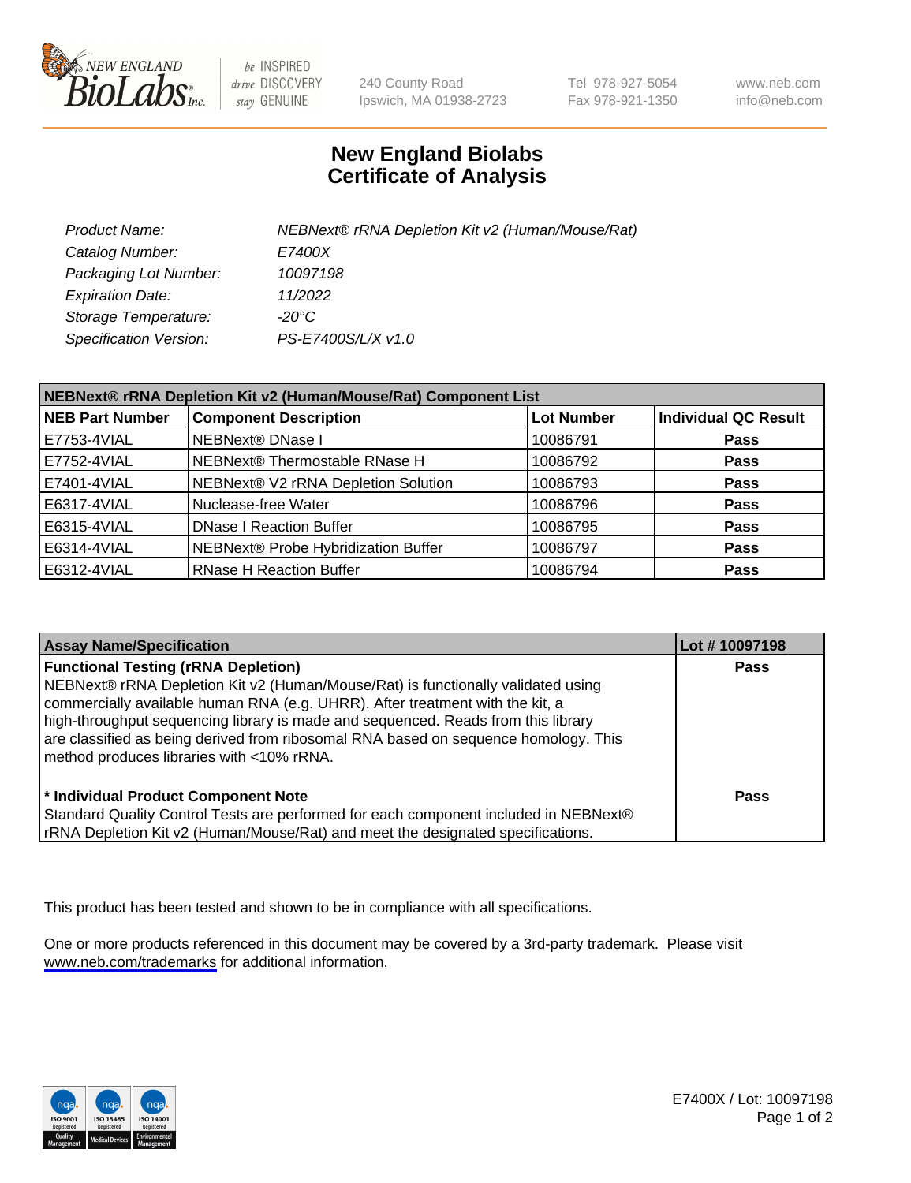# New England Biolabs Certificate of Analysis

| | |
|---|---|
| *Product Name:* | *NEBNext® rRNA Depletion Kit v2 (Human/Mouse/Rat)* |
| *Catalog Number:* | *E7400X* |
| *Packaging Lot Number:* | *10097198* |
| *Expiration Date:* | *11/2022* |
| *Storage Temperature:* | *-20°C* |
| *Specification Version:* | *PS-E7400S/L/X v1.0* |

| NEBNext® rRNA Depletion Kit v2 (Human/Mouse/Rat) Component List | | | |
|---|---|---|---|
| **NEB Part Number** | **Component Description** | **Lot Number** | **Individual QC Result** |
| E7753-4VIAL | NEBNext® DNase I | 10086791 | **Pass** |
| E7752-4VIAL | NEBNext® Thermostable RNase H | 10086792 | **Pass** |
| E7401-4VIAL | NEBNext® V2 rRNA Depletion Solution | 10086793 | **Pass** |
| E6317-4VIAL | Nuclease-free Water | 10086796 | **Pass** |
| E6315-4VIAL | DNase I Reaction Buffer | 10086795 | **Pass** |
| E6314-4VIAL | NEBNext® Probe Hybridization Buffer | 10086797 | **Pass** |
| E6312-4VIAL | RNase H Reaction Buffer | 10086794 | **Pass** |

| Assay Name/Specification | Lot # 10097198 |
|---|---|
| **Functional Testing (rRNA Depletion)** NEBNext® rRNA Depletion Kit v2 (Human/Mouse/Rat) is functionally validated using commercially available human RNA (e.g. UHRR). After treatment with the kit, a high-throughput sequencing library is made and sequenced. Reads from this library are classified as being derived from ribosomal RNA based on sequence homology. This method produces libraries with <10% rRNA. | **Pass** |
| **\* Individual Product Component Note** Standard Quality Control Tests are performed for each component included in NEBNext® rRNA Depletion Kit v2 (Human/Mouse/Rat) and meet the designated specifications. | **Pass** |

This product has been tested and shown to be in compliance with all specifications.

One or more products referenced in this document may be covered by a 3rd-party trademark. Please visit www.neb.com/trademarks for additional information.

E7400X / Lot: 10097198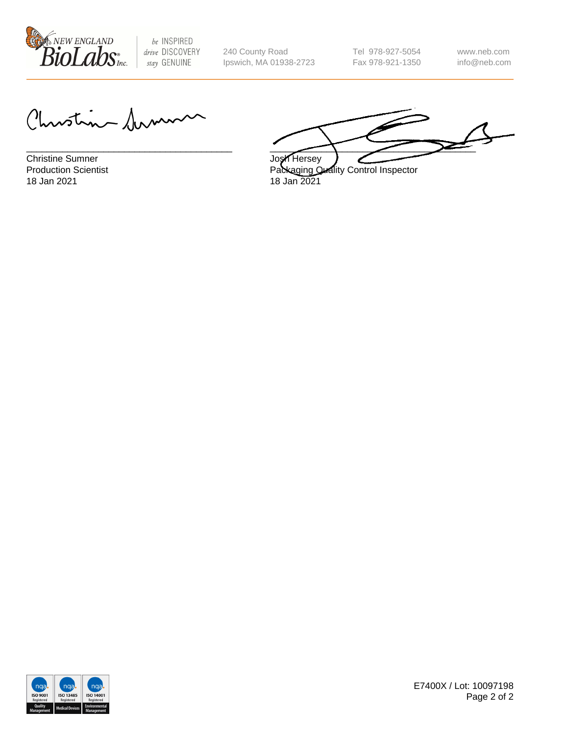Christine Sumner
Production Scientist
18 Jan 2021

Josh Hersey
Packaging Quality Control Inspector
18 Jan 2021

E7400X / Lot: 10097198